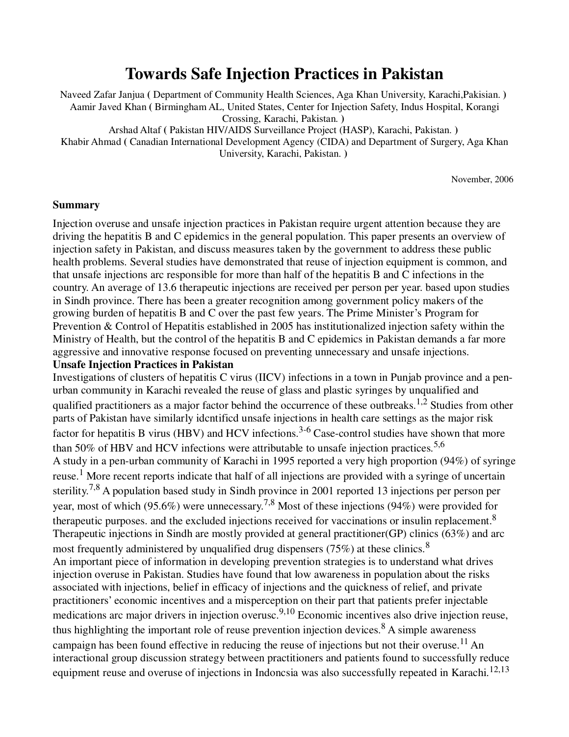# Towards Safe Injection Practices in Pakistan

Naveed Zafar Janjua ( Department of Community Health Sciences, Aga Khan University, Karachi,Pakisian. )
Aamir Javed Khan ( Birmingham AL, United States, Center for Injection Safety, Indus Hospital, Korangi Crossing, Karachi, Pakistan. )
Arshad Altaf ( Pakistan HIV/AIDS Surveillance Project (HASP), Karachi, Pakistan. )
Khabir Ahmad ( Canadian International Development Agency (CIDA) and Department of Surgery, Aga Khan University, Karachi, Pakistan. )

November, 2006

**Summary**

Injection overuse and unsafe injection practices in Pakistan require urgent attention because they are driving the hepatitis B and C epidemics in the general population. This paper presents an overview of injection safety in Pakistan, and discuss measures taken by the government to address these public health problems. Several studies have demonstrated that reuse of injection equipment is common, and that unsafe injections arc responsible for more than half of the hepatitis B and C infections in the country. An average of 13.6 therapeutic injections are received per person per year. based upon studies in Sindh province. There has been a greater recognition among government policy makers of the growing burden of hepatitis B and C over the past few years. The Prime Minister's Program for Prevention & Control of Hepatitis established in 2005 has institutionalized injection safety within the Ministry of Health, but the control of the hepatitis B and C epidemics in Pakistan demands a far more aggressive and innovative response focused on preventing unnecessary and unsafe injections.

**Unsafe Injection Practices in Pakistan**

Investigations of clusters of hepatitis C virus (IICV) infections in a town in Punjab province and a pen-urban community in Karachi revealed the reuse of glass and plastic syringes by unqualified and qualified practitioners as a major factor behind the occurrence of these outbreaks.[1,2] Studies from other parts of Pakistan have similarly idcntificd unsafe injections in health care settings as the major risk factor for hepatitis B virus (HBV) and HCV infections.[3-6] Case-control studies have shown that more than 50% of HBV and HCV infections were attributable to unsafe injection practices.[5,6]

A study in a pen-urban community of Karachi in 1995 reported a very high proportion (94%) of syringe reuse.[1] More recent reports indicate that half of all injections are provided with a syringe of uncertain sterility.[7,8] A population based study in Sindh province in 2001 reported 13 injections per person per year, most of which (95.6%) were unnecessary.[7,8] Most of these injections (94%) were provided for therapeutic purposes. and the excluded injections received for vaccinations or insulin replacement.[8] Therapeutic injections in Sindh are mostly provided at general practitioner(GP) clinics (63%) and arc most frequently administered by unqualified drug dispensers (75%) at these clinics.[8]

An important piece of information in developing prevention strategies is to understand what drives injection overuse in Pakistan. Studies have found that low awareness in population about the risks associated with injections, belief in efficacy of injections and the quickness of relief, and private practitioners' economic incentives and a misperception on their part that patients prefer injectable medications arc major drivers in injection overusc.[9,10] Economic incentives also drive injection reuse, thus highlighting the important role of reuse prevention injection devices.[8] A simple awareness campaign has been found effective in reducing the reuse of injections but not their overuse.[11] An interactional group discussion strategy between practitioners and patients found to successfully reduce equipment reuse and overuse of injections in Indoncsia was also successfully repeated in Karachi.[12,13]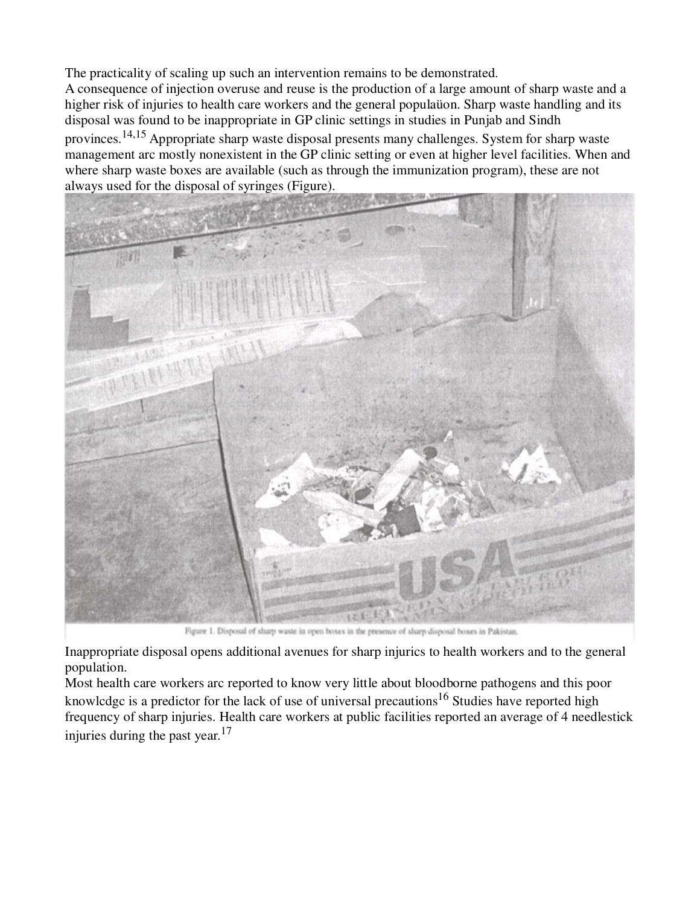The practicality of scaling up such an intervention remains to be demonstrated.
A consequence of injection overuse and reuse is the production of a large amount of sharp waste and a higher risk of injuries to health care workers and the general populaüon. Sharp waste handling and its disposal was found to be inappropriate in GP clinic settings in studies in Punjab and Sindh provinces.[14,15] Appropriate sharp waste disposal presents many challenges. System for sharp waste management arc mostly nonexistent in the GP clinic setting or even at higher level facilities. When and where sharp waste boxes are available (such as through the immunization program), these are not always used for the disposal of syringes (Figure).

Figure 1. Disposal of sharp waste in open boxes in the presence of sharp disposal boxes in Pakistan.

Inappropriate disposal opens additional avenues for sharp injurics to health workers and to the general population.
Most health care workers arc reported to know very little about bloodborne pathogens and this poor knowlcdgc is a predictor for the lack of use of universal precautions[16] Studies have reported high frequency of sharp injuries. Health care workers at public facilities reported an average of 4 needlestick injuries during the past year.[17]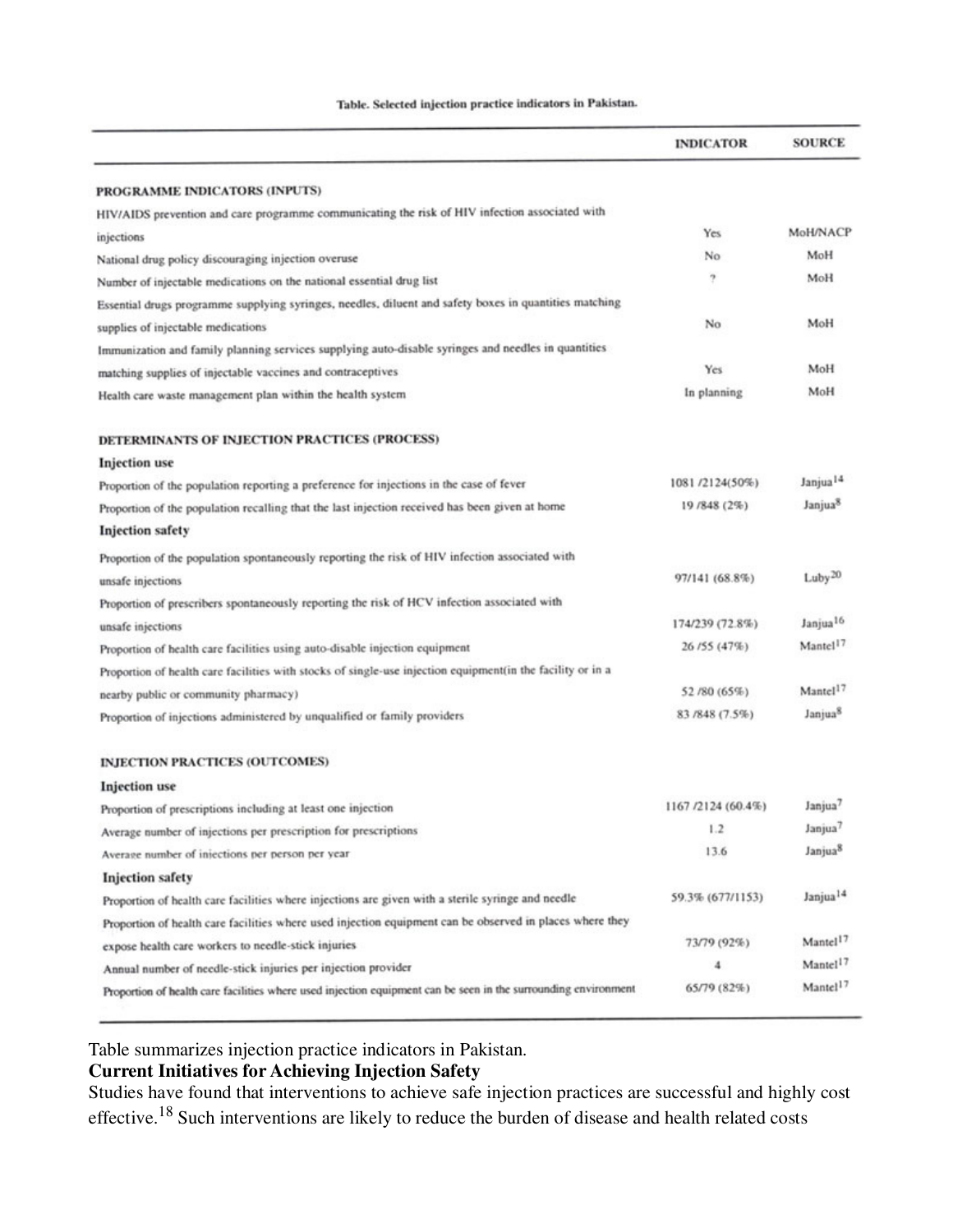Table. Selected injection practice indicators in Pakistan.

| | INDICATOR | SOURCE |
|---|---|---|
| **PROGRAMME INDICATORS (INPUTS)** | | |
| HIV/AIDS prevention and care programme communicating the risk of HIV infection associated with injections | Yes | MoH/NACP |
| National drug policy discouraging injection overuse | No | MoH |
| Number of injectable medications on the national essential drug list | ? | MoH |
| Essential drugs programme supplying syringes, needles, diluent and safety boxes in quantities matching supplies of injectable medications | No | MoH |
| Immunization and family planning services supplying auto-disable syringes and needles in quantities matching supplies of injectable vaccines and contraceptives | Yes | MoH |
| Health care waste management plan within the health system | In planning | MoH |
| **DETERMINANTS OF INJECTION PRACTICES (PROCESS)** | | |
| **Injection use** | | |
| Proportion of the population reporting a preference for injections in the case of fever | 1081 /2124(50%) | Janjua[14] |
| Proportion of the population recalling that the last injection received has been given at home | 19 /848 (2%) | Janjua[8] |
| **Injection safety** | | |
| Proportion of the population spontaneously reporting the risk of HIV infection associated with unsafe injections | 97/141 (68.8%) | Luby[20] |
| Proportion of prescribers spontaneously reporting the risk of HCV infection associated with unsafe injections | 174/239 (72.8%) | Janjua[16] |
| Proportion of health care facilities using auto-disable injection equipment | 26 /55 (47%) | Mantel[17] |
| Proportion of health care facilities with stocks of single-use injection equipment(in the facility or in a nearby public or community pharmacy) | 52 /80 (65%) | Mantel[17] |
| Proportion of injections administered by unqualified or family providers | 83 /848 (7.5%) | Janjua[8] |
| **INJECTION PRACTICES (OUTCOMES)** | | |
| **Injection use** | | |
| Proportion of prescriptions including at least one injection | 1167 /2124 (60.4%) | Janjua[7] |
| Average number of injections per prescription for prescriptions | 1.2 | Janjua[7] |
| Average number of injections per person per year | 13.6 | Janjua[8] |
| **Injection safety** | | |
| Proportion of health care facilities where injections are given with a sterile syringe and needle | 59.3% (677/1153) | Janjua[14] |
| Proportion of health care facilities where used injection equipment can be observed in places where they expose health care workers to needle-stick injuries | 73/79 (92%) | Mantel[17] |
| Annual number of needle-stick injuries per injection provider | 4 | Mantel[17] |
| Proportion of health care facilities where used injection equipment can be seen in the surrounding environment | 65/79 (82%) | Mantel[17] |

Table summarizes injection practice indicators in Pakistan.

**Current Initiatives for Achieving Injection Safety**

Studies have found that interventions to achieve safe injection practices are successful and highly cost effective.[18] Such interventions are likely to reduce the burden of disease and health related costs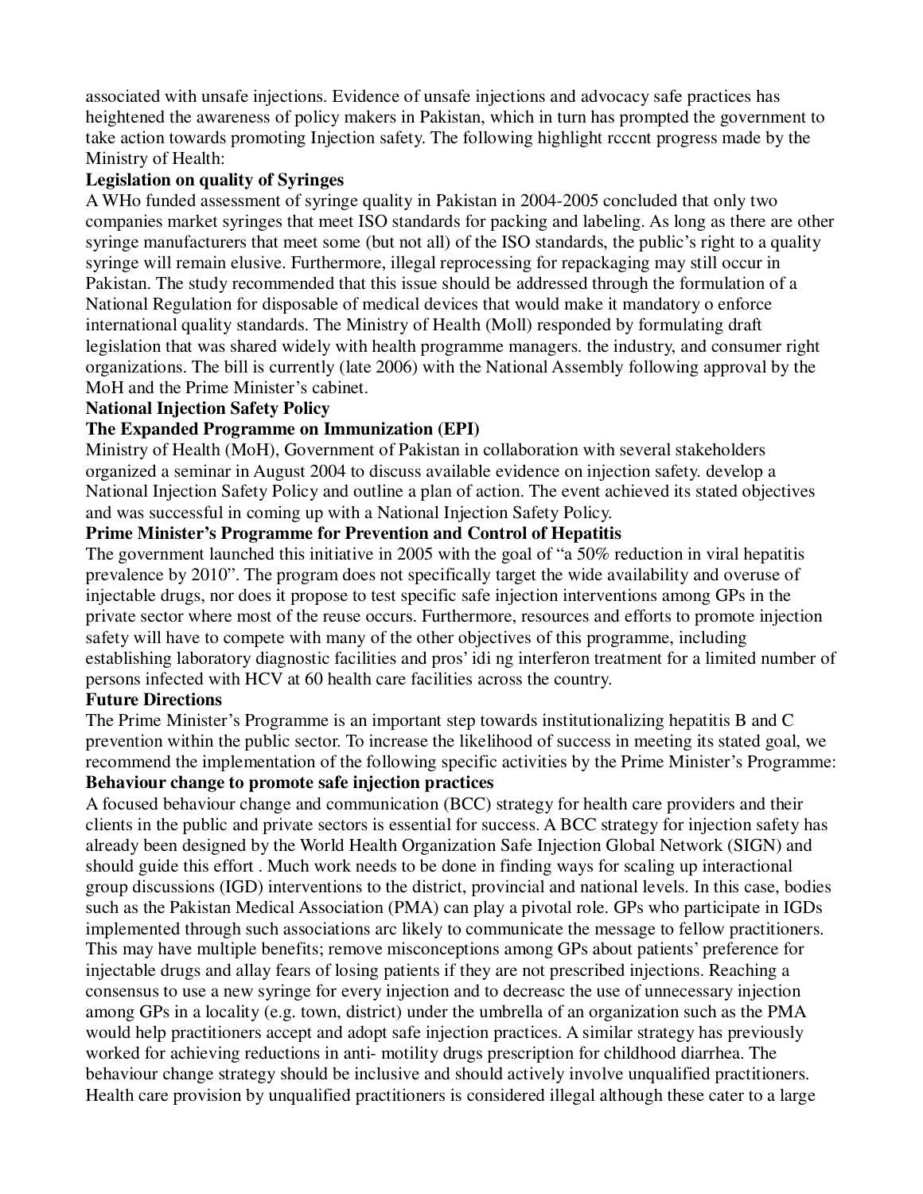associated with unsafe injections. Evidence of unsafe injections and advocacy safe practices has heightened the awareness of policy makers in Pakistan, which in turn has prompted the government to take action towards promoting Injection safety. The following highlight rcccnt progress made by the Ministry of Health:

### Legislation on quality of Syringes

A WHo funded assessment of syringe quality in Pakistan in 2004-2005 concluded that only two companies market syringes that meet ISO standards for packing and labeling. As long as there are other syringe manufacturers that meet some (but not all) of the ISO standards, the public's right to a quality syringe will remain elusive. Furthermore, illegal reprocessing for repackaging may still occur in Pakistan. The study recommended that this issue should be addressed through the formulation of a National Regulation for disposable of medical devices that would make it mandatory o enforce international quality standards. The Ministry of Health (Moll) responded by formulating draft legislation that was shared widely with health programme managers. the industry, and consumer right organizations. The bill is currently (late 2006) with the National Assembly following approval by the MoH and the Prime Minister's cabinet.

### National Injection Safety Policy

### The Expanded Programme on Immunization (EPI)

Ministry of Health (MoH), Government of Pakistan in collaboration with several stakeholders organized a seminar in August 2004 to discuss available evidence on injection safety. develop a National Injection Safety Policy and outline a plan of action. The event achieved its stated objectives and was successful in coming up with a National Injection Safety Policy.

### Prime Minister's Programme for Prevention and Control of Hepatitis

The government launched this initiative in 2005 with the goal of "a 50% reduction in viral hepatitis prevalence by 2010". The program does not specifically target the wide availability and overuse of injectable drugs, nor does it propose to test specific safe injection interventions among GPs in the private sector where most of the reuse occurs. Furthermore, resources and efforts to promote injection safety will have to compete with many of the other objectives of this programme, including establishing laboratory diagnostic facilities and pros' idi ng interferon treatment for a limited number of persons infected with HCV at 60 health care facilities across the country.

### Future Directions

The Prime Minister's Programme is an important step towards institutionalizing hepatitis B and C prevention within the public sector. To increase the likelihood of success in meeting its stated goal, we recommend the implementation of the following specific activities by the Prime Minister's Programme:

### Behaviour change to promote safe injection practices

A focused behaviour change and communication (BCC) strategy for health care providers and their clients in the public and private sectors is essential for success. A BCC strategy for injection safety has already been designed by the World Health Organization Safe Injection Global Network (SIGN) and should guide this effort . Much work needs to be done in finding ways for scaling up interactional group discussions (IGD) interventions to the district, provincial and national levels. In this case, bodies such as the Pakistan Medical Association (PMA) can play a pivotal role. GPs who participate in IGDs implemented through such associations arc likely to communicate the message to fellow practitioners. This may have multiple benefits; remove misconceptions among GPs about patients' preference for injectable drugs and allay fears of losing patients if they are not prescribed injections. Reaching a consensus to use a new syringe for every injection and to decreasc the use of unnecessary injection among GPs in a locality (e.g. town, district) under the umbrella of an organization such as the PMA would help practitioners accept and adopt safe injection practices. A similar strategy has previously worked for achieving reductions in anti- motility drugs prescription for childhood diarrhea. The behaviour change strategy should be inclusive and should actively involve unqualified practitioners. Health care provision by unqualified practitioners is considered illegal although these cater to a large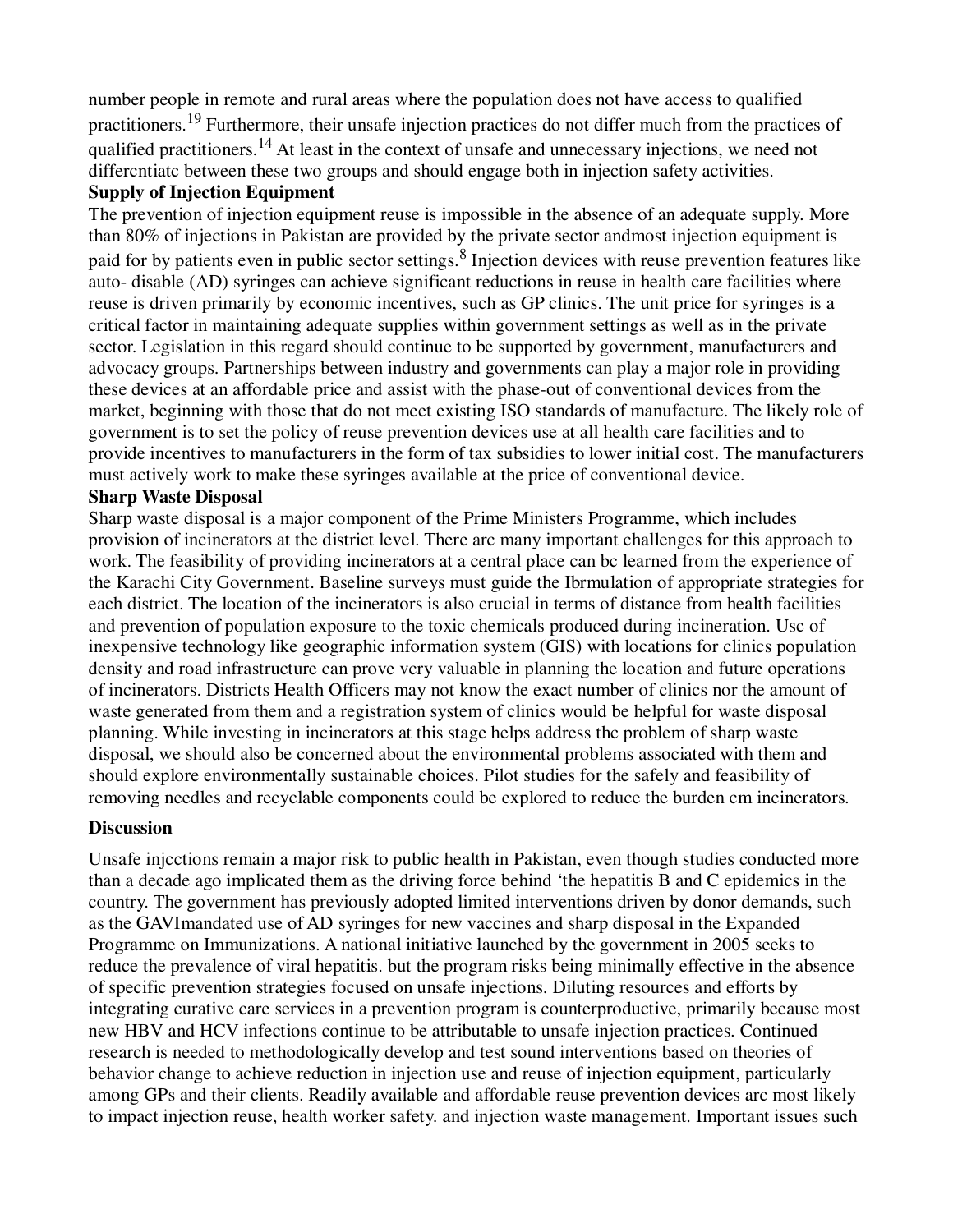number people in remote and rural areas where the population does not have access to qualified practitioners.[19] Furthermore, their unsafe injection practices do not differ much from the practices of qualified practitioners.[14] At least in the context of unsafe and unnecessary injections, we need not differcntiatc between these two groups and should engage both in injection safety activities.

**Supply of Injection Equipment**

The prevention of injection equipment reuse is impossible in the absence of an adequate supply. More than 80% of injections in Pakistan are provided by the private sector andmost injection equipment is paid for by patients even in public sector settings.[8] Injection devices with reuse prevention features like auto- disable (AD) syringes can achieve significant reductions in reuse in health care facilities where reuse is driven primarily by economic incentives, such as GP clinics. The unit price for syringes is a critical factor in maintaining adequate supplies within government settings as well as in the private sector. Legislation in this regard should continue to be supported by government, manufacturers and advocacy groups. Partnerships between industry and governments can play a major role in providing these devices at an affordable price and assist with the phase-out of conventional devices from the market, beginning with those that do not meet existing ISO standards of manufacture. The likely role of government is to set the policy of reuse prevention devices use at all health care facilities and to provide incentives to manufacturers in the form of tax subsidies to lower initial cost. The manufacturers must actively work to make these syringes available at the price of conventional device.

**Sharp Waste Disposal**

Sharp waste disposal is a major component of the Prime Ministers Programme, which includes provision of incinerators at the district level. There arc many important challenges for this approach to work. The feasibility of providing incinerators at a central place can bc learned from the experience of the Karachi City Government. Baseline surveys must guide the Ibrmulation of appropriate strategies for each district. The location of the incinerators is also crucial in terms of distance from health facilities and prevention of population exposure to the toxic chemicals produced during incineration. Usc of inexpensive technology like geographic information system (GIS) with locations for clinics population density and road infrastructure can prove vcry valuable in planning the location and future opcrations of incinerators. Districts Health Officers may not know the exact number of clinics nor the amount of waste generated from them and a registration system of clinics would be helpful for waste disposal planning. While investing in incinerators at this stage helps address thc problem of sharp waste disposal, we should also be concerned about the environmental problems associated with them and should explore environmentally sustainable choices. Pilot studies for the safely and feasibility of removing needles and recyclable components could be explored to reduce the burden cm incinerators.

**Discussion**

Unsafe injcctions remain a major risk to public health in Pakistan, even though studies conducted more than a decade ago implicated them as the driving force behind ‘the hepatitis B and C epidemics in the country. The government has previously adopted limited interventions driven by donor demands, such as the GAVImandated use of AD syringes for new vaccines and sharp disposal in the Expanded Programme on Immunizations. A national initiative launched by the government in 2005 seeks to reduce the prevalence of viral hepatitis. but the program risks being minimally effective in the absence of specific prevention strategies focused on unsafe injections. Diluting resources and efforts by integrating curative care services in a prevention program is counterproductive, primarily because most new HBV and HCV infections continue to be attributable to unsafe injection practices. Continued research is needed to methodologically develop and test sound interventions based on theories of behavior change to achieve reduction in injection use and reuse of injection equipment, particularly among GPs and their clients. Readily available and affordable reuse prevention devices arc most likely to impact injection reuse, health worker safety. and injection waste management. Important issues such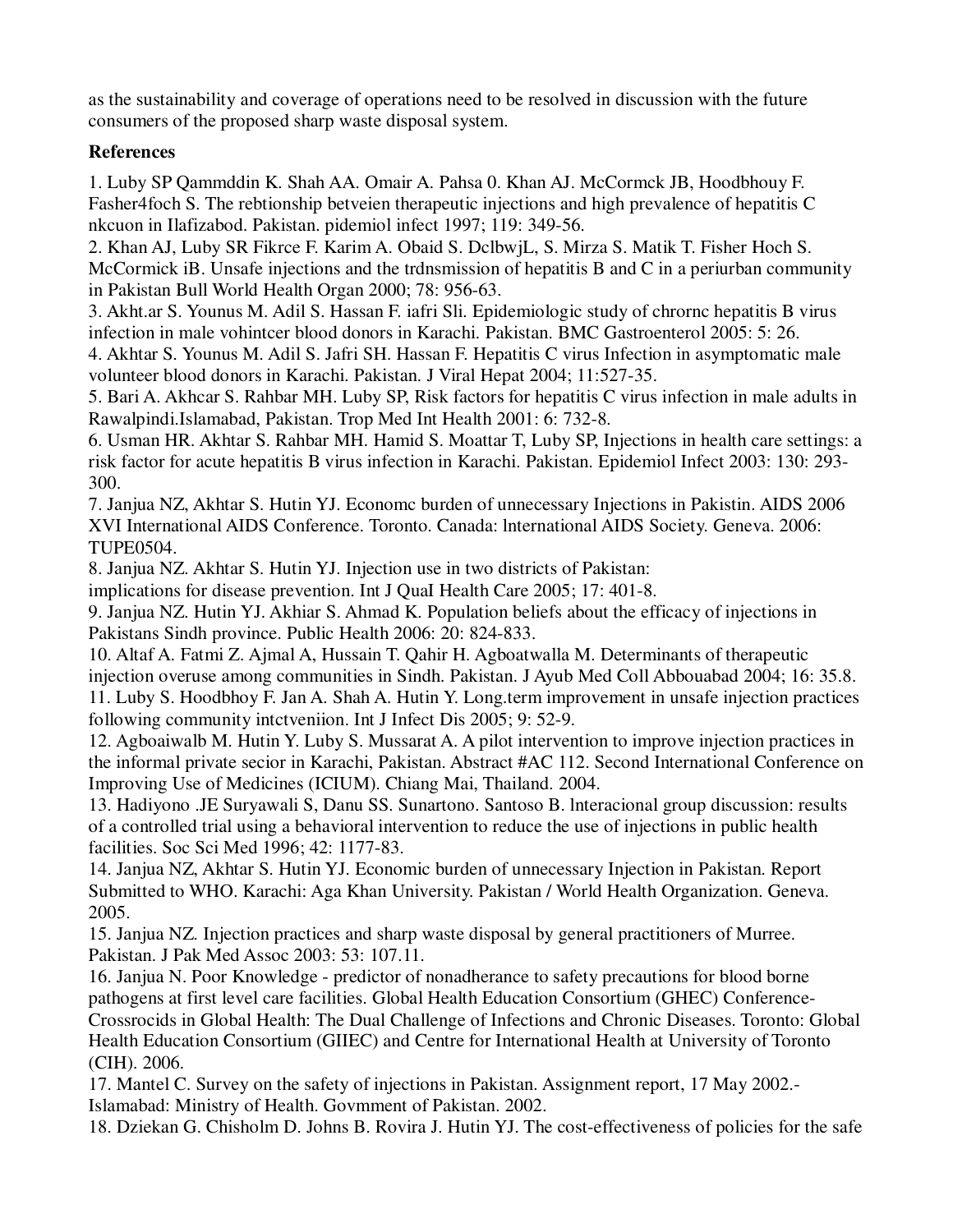as the sustainability and coverage of operations need to be resolved in discussion with the future consumers of the proposed sharp waste disposal system.

**References**

1. Luby SP Qammddin K. Shah AA. Omair A. Pahsa 0. Khan AJ. McCormck JB, Hoodbhouy F. Fasher4foch S. The rebtionship betveien therapeutic injections and high prevalence of hepatitis C nkcuon in Ilafizabod. Pakistan. pidemiol infect 1997; 119: 349-56.
2. Khan AJ, Luby SR Fikrce F. Karim A. Obaid S. DclbwjL, S. Mirza S. Matik T. Fisher Hoch S. McCormick iB. Unsafe injections and the trdnsmission of hepatitis B and C in a periurban community in Pakistan Bull World Health Organ 2000; 78: 956-63.
3. Akht.ar S. Younus M. Adil S. Hassan F. iafri Sli. Epidemiologic study of chrornc hepatitis B virus infection in male vohintcer blood donors in Karachi. Pakistan. BMC Gastroenterol 2005: 5: 26.
4. Akhtar S. Younus M. Adil S. Jafri SH. Hassan F. Hepatitis C virus Infection in asymptomatic male volunteer blood donors in Karachi. Pakistan. J Viral Hepat 2004; 11:527-35.
5. Bari A. Akhcar S. Rahbar MH. Luby SP, Risk factors for hepatitis C virus infection in male adults in Rawalpindi.Islamabad, Pakistan. Trop Med Int Health 2001: 6: 732-8.
6. Usman HR. Akhtar S. Rahbar MH. Hamid S. Moattar T, Luby SP, Injections in health care settings: a risk factor for acute hepatitis B virus infection in Karachi. Pakistan. Epidemiol Infect 2003: 130: 293-300.
7. Janjua NZ, Akhtar S. Hutin YJ. Economc burden of unnecessary Injections in Pakistin. AIDS 2006 XVI International AIDS Conference. Toronto. Canada: lnternational AIDS Society. Geneva. 2006: TUPE0504.
8. Janjua NZ. Akhtar S. Hutin YJ. Injection use in two districts of Pakistan: implications for disease prevention. Int J QuaI Health Care 2005; 17: 401-8.
9. Janjua NZ. Hutin YJ. Akhiar S. Ahmad K. Population beliefs about the efficacy of injections in Pakistans Sindh province. Public Health 2006: 20: 824-833.
10. Altaf A. Fatmi Z. Ajmal A, Hussain T. Qahir H. Agboatwalla M. Determinants of therapeutic injection overuse among communities in Sindh. Pakistan. J Ayub Med Coll Abbouabad 2004; 16: 35.8.
11. Luby S. Hoodbhoy F. Jan A. Shah A. Hutin Y. Long.term improvement in unsafe injection practices following community intctveniion. Int J Infect Dis 2005; 9: 52-9.
12. Agboaiwalb M. Hutin Y. Luby S. Mussarat A. A pilot intervention to improve injection practices in the informal private secior in Karachi, Pakistan. Abstract #AC 112. Second International Conference on Improving Use of Medicines (ICIUM). Chiang Mai, Thailand. 2004.
13. Hadiyono .JE Suryawali S, Danu SS. Sunartono. Santoso B. lnteracional group discussion: results of a controlled trial using a behavioral intervention to reduce the use of injections in public health facilities. Soc Sci Med 1996; 42: 1177-83.
14. Janjua NZ, Akhtar S. Hutin YJ. Economic burden of unnecessary Injection in Pakistan. Report Submitted to WHO. Karachi: Aga Khan University. Pakistan / World Health Organization. Geneva. 2005.
15. Janjua NZ. Injection practices and sharp waste disposal by general practitioners of Murree. Pakistan. J Pak Med Assoc 2003: 53: 107.11.
16. Janjua N. Poor Knowledge - predictor of nonadherance to safety precautions for blood borne pathogens at first level care facilities. Global Health Education Consortium (GHEC) Conference-Crossrocids in Global Health: The Dual Challenge of Infections and Chronic Diseases. Toronto: Global Health Education Consortium (GIIEC) and Centre for International Health at University of Toronto (CIH). 2006.
17. Mantel C. Survey on the safety of injections in Pakistan. Assignment report, 17 May 2002.- Islamabad: Ministry of Health. Govmment of Pakistan. 2002.
18. Dziekan G. Chisholm D. Johns B. Rovira J. Hutin YJ. The cost-effectiveness of policies for the safe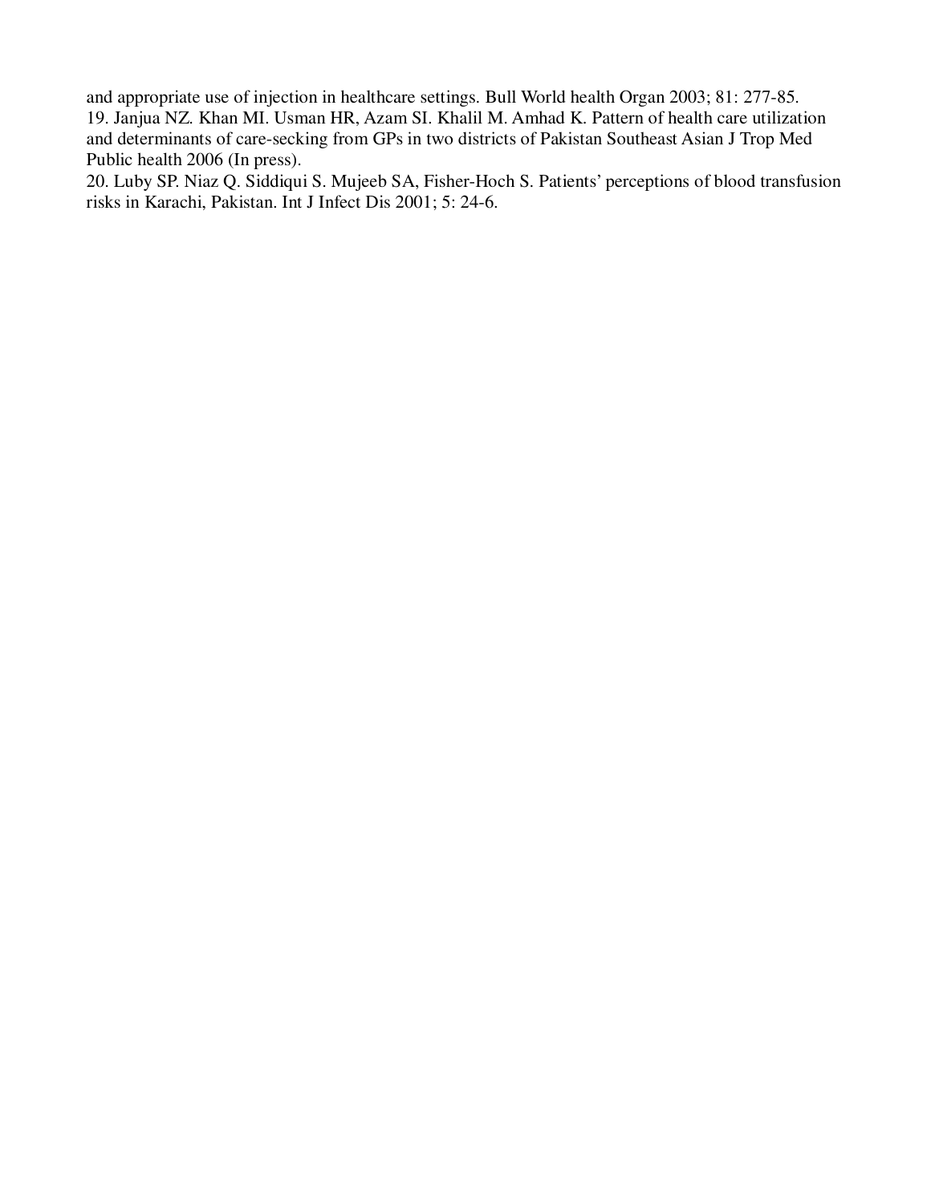and appropriate use of injection in healthcare settings. Bull World health Organ 2003; 81: 277-85.

19. Janjua NZ. Khan MI. Usman HR, Azam SI. Khalil M. Amhad K. Pattern of health care utilization and determinants of care-secking from GPs in two districts of Pakistan Southeast Asian J Trop Med Public health 2006 (In press).

20. Luby SP. Niaz Q. Siddiqui S. Mujeeb SA, Fisher-Hoch S. Patients' perceptions of blood transfusion risks in Karachi, Pakistan. Int J Infect Dis 2001; 5: 24-6.